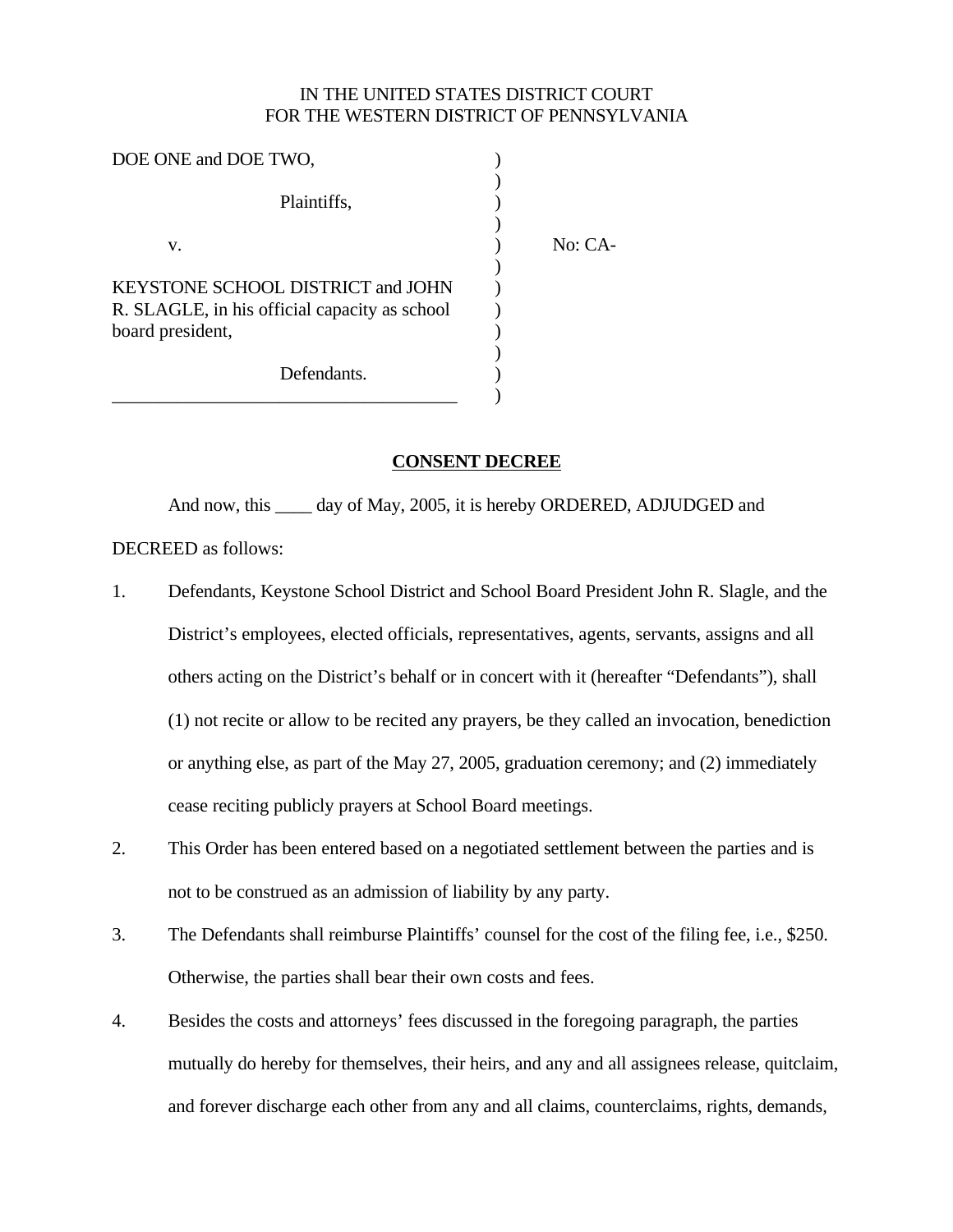IN THE UNITED STATES DISTRICT COURT
FOR THE WESTERN DISTRICT OF PENNSYLVANIA

| | | |
|---|---|---|
| DOE ONE and DOE TWO, | ) | |
| Plaintiffs, | ) | |
| v. | ) | No: CA- |
| KEYSTONE SCHOOL DISTRICT and JOHN R. SLAGLE, in his official capacity as school board president, | ) | |
| Defendants. | ) | |

**CONSENT DECREE**

And now, this ____ day of May, 2005, it is hereby ORDERED, ADJUDGED and DECREED as follows:

1. Defendants, Keystone School District and School Board President John R. Slagle, and the District's employees, elected officials, representatives, agents, servants, assigns and all others acting on the District's behalf or in concert with it (hereafter "Defendants"), shall (1) not recite or allow to be recited any prayers, be they called an invocation, benediction or anything else, as part of the May 27, 2005, graduation ceremony; and (2) immediately cease reciting publicly prayers at School Board meetings.

2. This Order has been entered based on a negotiated settlement between the parties and is not to be construed as an admission of liability by any party.

3. The Defendants shall reimburse Plaintiffs' counsel for the cost of the filing fee, i.e., $250. Otherwise, the parties shall bear their own costs and fees.

4. Besides the costs and attorneys' fees discussed in the foregoing paragraph, the parties mutually do hereby for themselves, their heirs, and any and all assignees release, quitclaim, and forever discharge each other from any and all claims, counterclaims, rights, demands,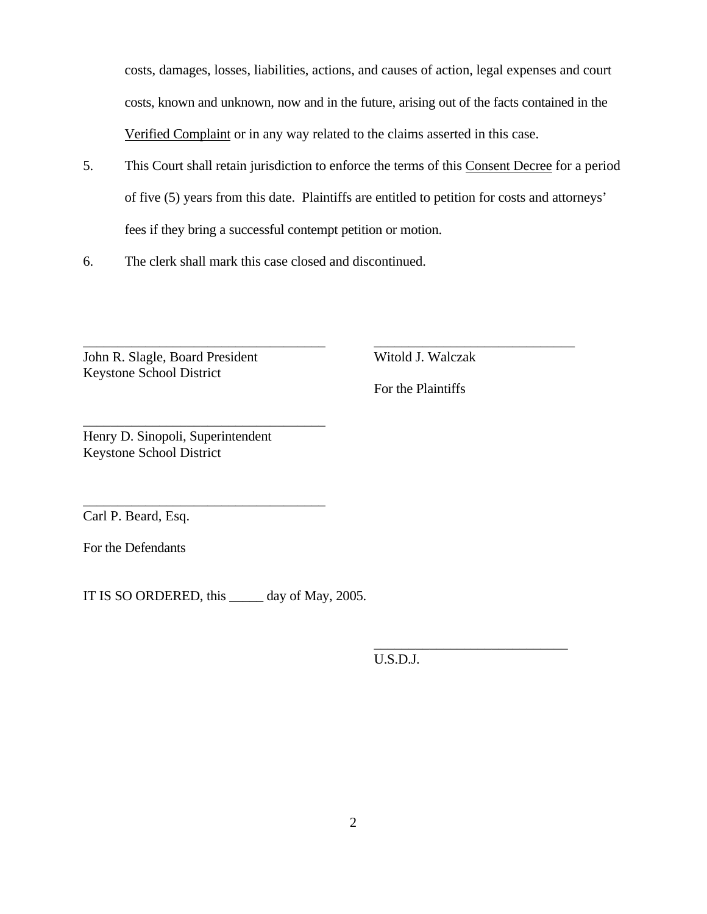costs, damages, losses, liabilities, actions, and causes of action, legal expenses and court costs, known and unknown, now and in the future, arising out of the facts contained in the Verified Complaint or in any way related to the claims asserted in this case.

5. This Court shall retain jurisdiction to enforce the terms of this Consent Decree for a period of five (5) years from this date. Plaintiffs are entitled to petition for costs and attorneys' fees if they bring a successful contempt petition or motion.

6. The clerk shall mark this case closed and discontinued.

\_\_\_\_\_\_\_\_\_\_\_\_\_\_\_\_\_\_\_\_\_\_\_\_\_\_\_\_\_\_\_\_\_\_\_
John R. Slagle, Board President
Keystone School District

\_\_\_\_\_\_\_\_\_\_\_\_\_\_\_\_\_\_\_\_\_\_\_\_\_\_\_\_\_\_\_\_\_\_\_
Henry D. Sinopoli, Superintendent
Keystone School District

\_\_\_\_\_\_\_\_\_\_\_\_\_\_\_\_\_\_\_\_\_\_\_\_\_\_\_\_\_\_\_\_\_\_\_
Carl P. Beard, Esq.

For the Defendants

\_\_\_\_\_\_\_\_\_\_\_\_\_\_\_\_\_\_\_\_\_\_\_\_\_\_\_\_\_\_
Witold J. Walczak

For the Plaintiffs

IT IS SO ORDERED, this \_\_\_\_\_ day of May, 2005.

\_\_\_\_\_\_\_\_\_\_\_\_\_\_\_\_\_\_\_\_\_\_\_\_\_\_\_\_\_\_
U.S.D.J.